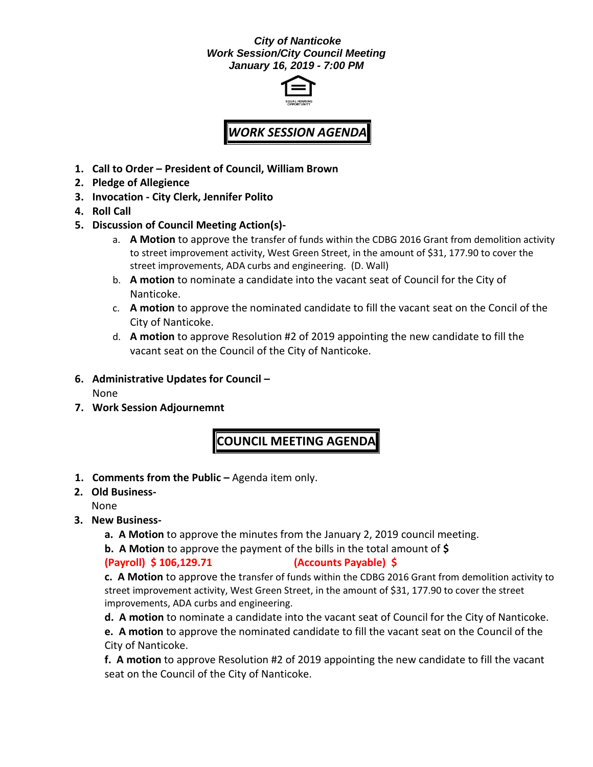**City of Nanticoke**
**Work Session/City Council Meeting**
**January 16, 2019 - 7:00 PM**

# WORK SESSION AGENDA

1. **Call to Order – President of Council, William Brown**
2. **Pledge of Allegience**
3. **Invocation - City Clerk, Jennifer Polito**
4. **Roll Call**
5. **Discussion of Council Meeting Action(s)-**
   a. **A Motion** to approve the transfer of funds within the CDBG 2016 Grant from demolition activity to street improvement activity, West Green Street, in the amount of $31, 177.90 to cover the street improvements, ADA curbs and engineering. (D. Wall)
   b. **A motion** to nominate a candidate into the vacant seat of Council for the City of Nanticoke.
   c. **A motion** to approve the nominated candidate to fill the vacant seat on the Concil of the City of Nanticoke.
   d. **A motion** to approve Resolution #2 of 2019 appointing the new candidate to fill the vacant seat on the Council of the City of Nanticoke.
6. **Administrative Updates for Council –**
   None
7. **Work Session Adjournemnt**

# COUNCIL MEETING AGENDA

1. **Comments from the Public –** Agenda item only.
2. **Old Business-**
   None
3. **New Business-**
   **a. A Motion** to approve the minutes from the January 2, 2019 council meeting.
   **b. A Motion** to approve the payment of the bills in the total amount of **$**
   **(Payroll) $ 106,129.71** **(Accounts Payable) $**
   **c. A Motion** to approve the transfer of funds within the CDBG 2016 Grant from demolition activity to street improvement activity, West Green Street, in the amount of $31, 177.90 to cover the street improvements, ADA curbs and engineering.
   **d. A motion** to nominate a candidate into the vacant seat of Council for the City of Nanticoke.
   **e. A motion** to approve the nominated candidate to fill the vacant seat on the Council of the City of Nanticoke.
   **f. A motion** to approve Resolution #2 of 2019 appointing the new candidate to fill the vacant seat on the Council of the City of Nanticoke.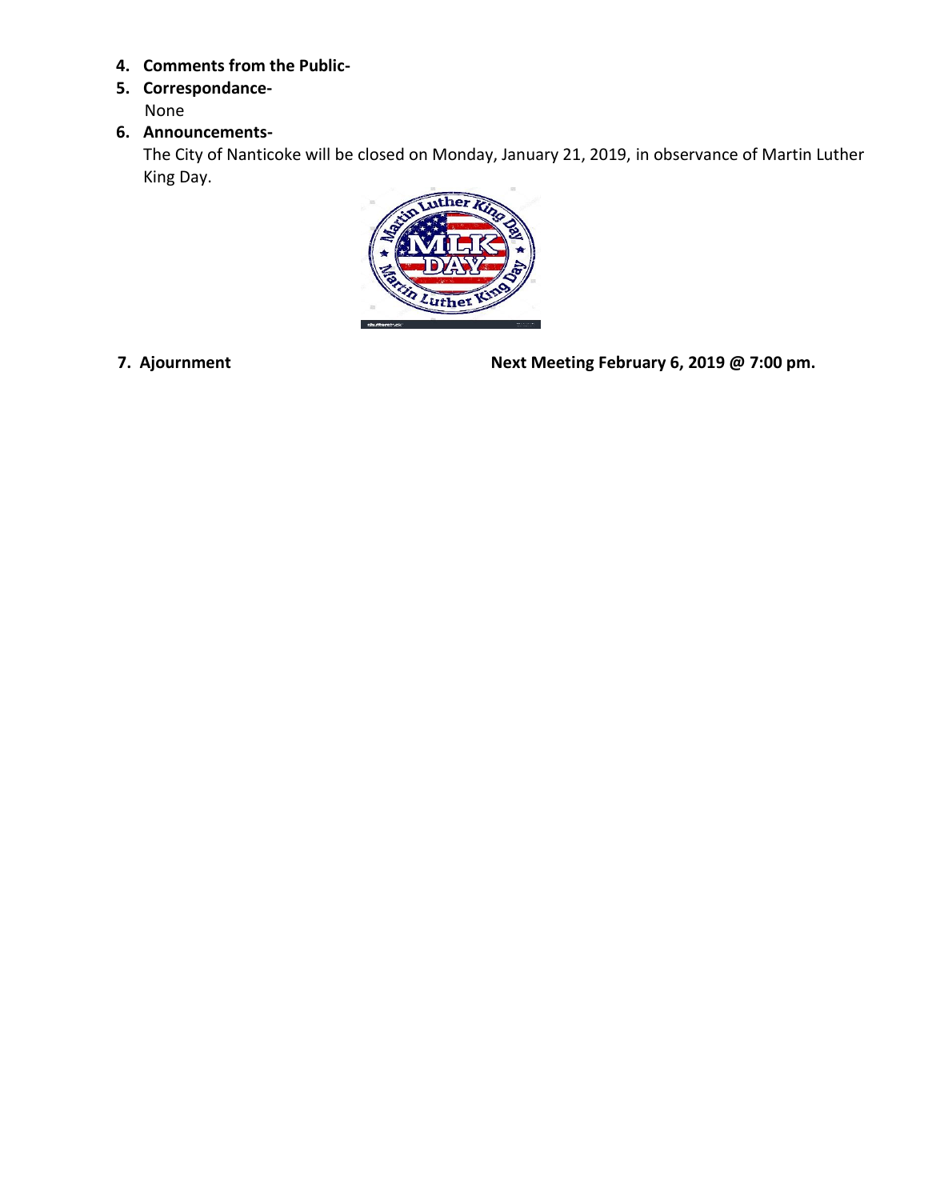4. **Comments from the Public-**
5. **Correspondance-**
   None
6. **Announcements-**
   The City of Nanticoke will be closed on Monday, January 21, 2019, in observance of Martin Luther King Day.

7. **Ajournment** **Next Meeting February 6, 2019 @ 7:00 pm.**